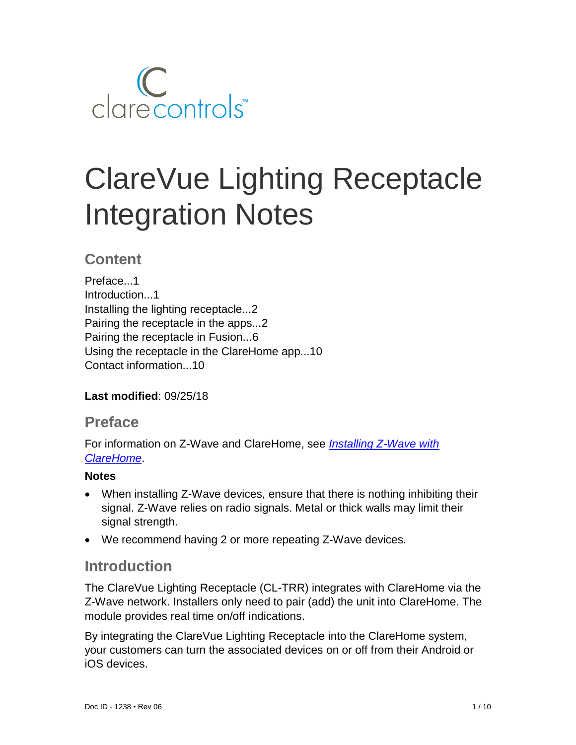clarecontrols™

# ClareVue Lighting Receptacle Integration Notes

## Content

Preface...1
Introduction...1
Installing the lighting receptacle...2
Pairing the receptacle in the apps...2
Pairing the receptacle in Fusion...6
Using the receptacle in the ClareHome app...10
Contact information...10

**Last modified**: 09/25/18

## Preface

For information on Z-Wave and ClareHome, see *Installing Z-Wave with ClareHome*.

### Notes

- When installing Z-Wave devices, ensure that there is nothing inhibiting their signal. Z-Wave relies on radio signals. Metal or thick walls may limit their signal strength.
- We recommend having 2 or more repeating Z-Wave devices.

## Introduction

The ClareVue Lighting Receptacle (CL-TRR) integrates with ClareHome via the Z-Wave network. Installers only need to pair (add) the unit into ClareHome. The module provides real time on/off indications.

By integrating the ClareVue Lighting Receptacle into the ClareHome system, your customers can turn the associated devices on or off from their Android or iOS devices.

Doc ID - 1238 • Rev 06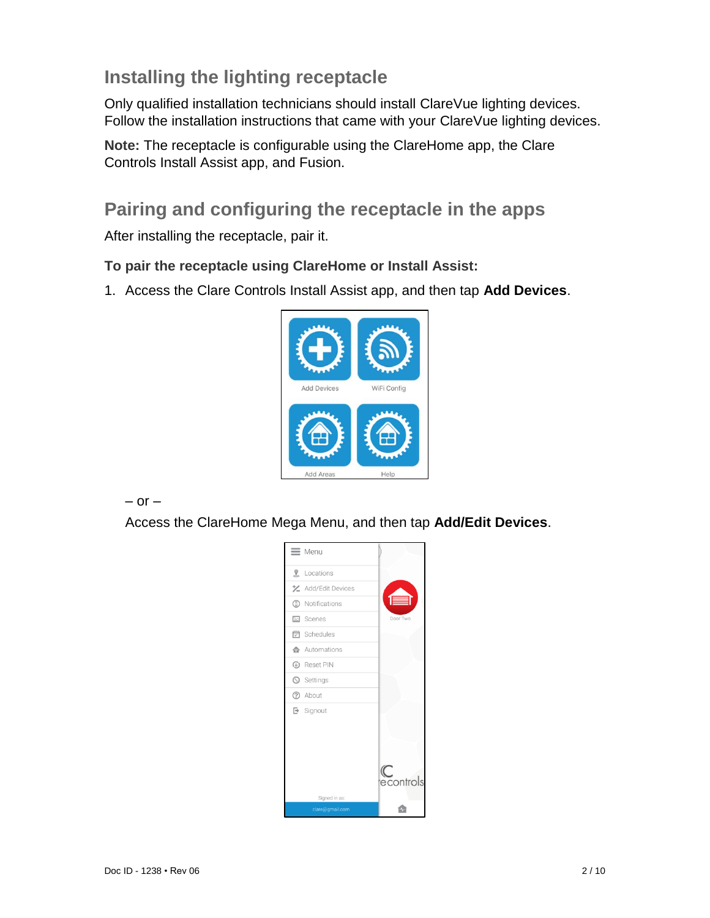## Installing the lighting receptacle

Only qualified installation technicians should install ClareVue lighting devices. Follow the installation instructions that came with your ClareVue lighting devices.

**Note:** The receptacle is configurable using the ClareHome app, the Clare Controls Install Assist app, and Fusion.

## Pairing and configuring the receptacle in the apps

After installing the receptacle, pair it.

**To pair the receptacle using ClareHome or Install Assist:**

1. Access the Clare Controls Install Assist app, and then tap **Add Devices**.

   – or –

   Access the ClareHome Mega Menu, and then tap **Add/Edit Devices**.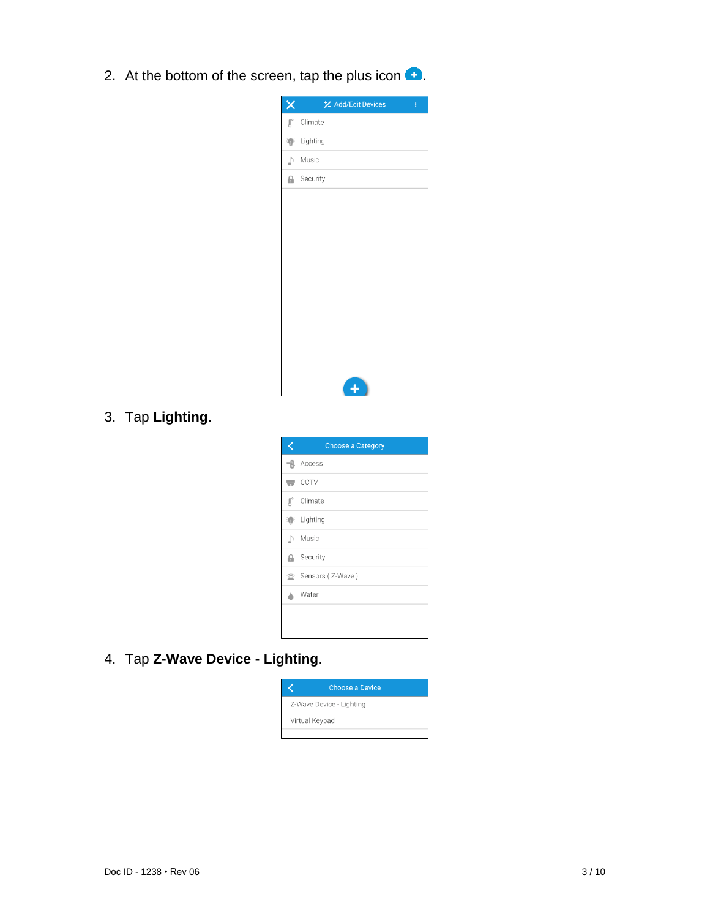2. At the bottom of the screen, tap the plus icon .

3. Tap **Lighting**.

4. Tap **Z-Wave Device - Lighting**.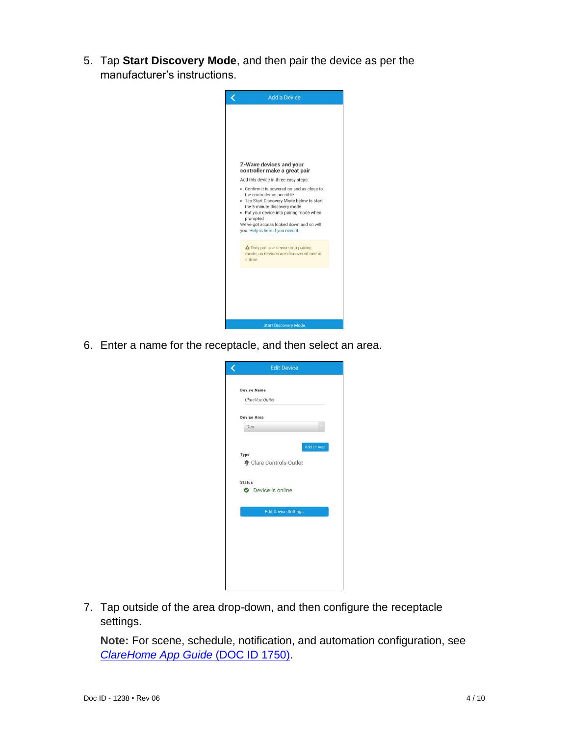5. Tap **Start Discovery Mode**, and then pair the device as per the manufacturer's instructions.

6. Enter a name for the receptacle, and then select an area.

7. Tap outside of the area drop-down, and then configure the receptacle settings.

   **Note:** For scene, schedule, notification, and automation configuration, see *ClareHome App Guide* (DOC ID 1750).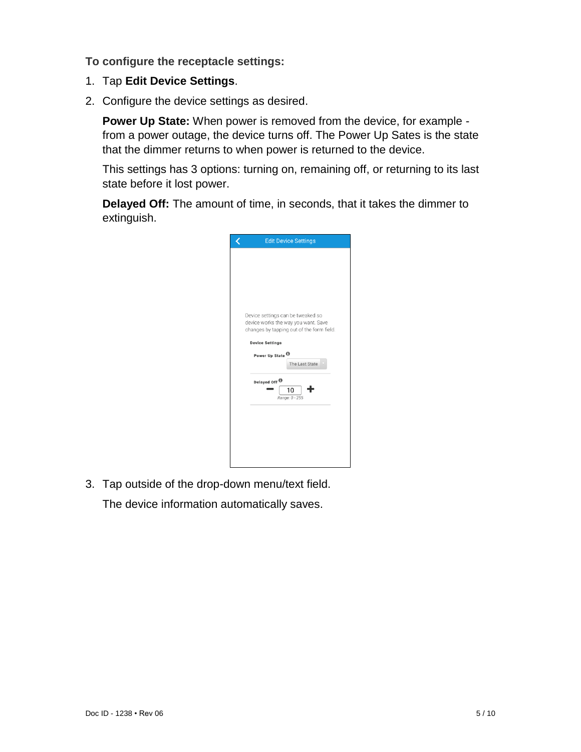**To configure the receptacle settings:**

1. Tap **Edit Device Settings**.
2. Configure the device settings as desired.

   **Power Up State:** When power is removed from the device, for example - from a power outage, the device turns off. The Power Up Sates is the state that the dimmer returns to when power is returned to the device.

   This settings has 3 options: turning on, remaining off, or returning to its last state before it lost power.

   **Delayed Off:** The amount of time, in seconds, that it takes the dimmer to extinguish.

3. Tap outside of the drop-down menu/text field.

   The device information automatically saves.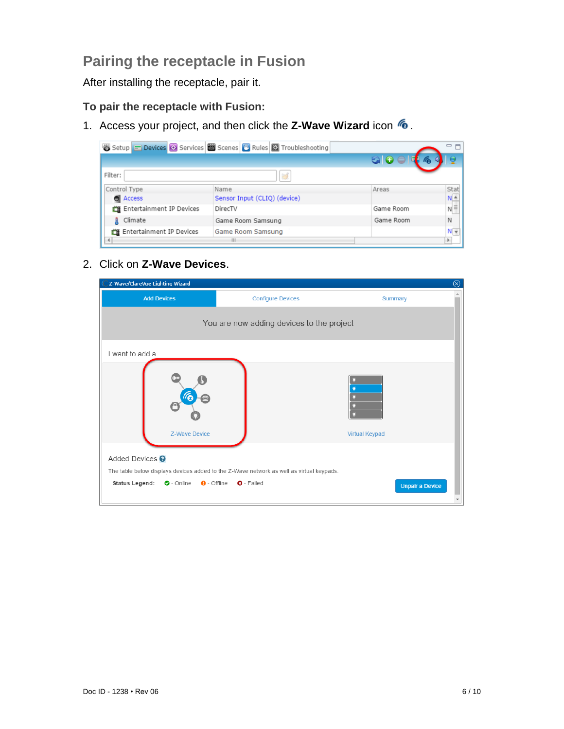## Pairing the receptacle in Fusion

After installing the receptacle, pair it.

### To pair the receptacle with Fusion:

1. Access your project, and then click the **Z-Wave Wizard** icon .

2. Click on **Z-Wave Devices**.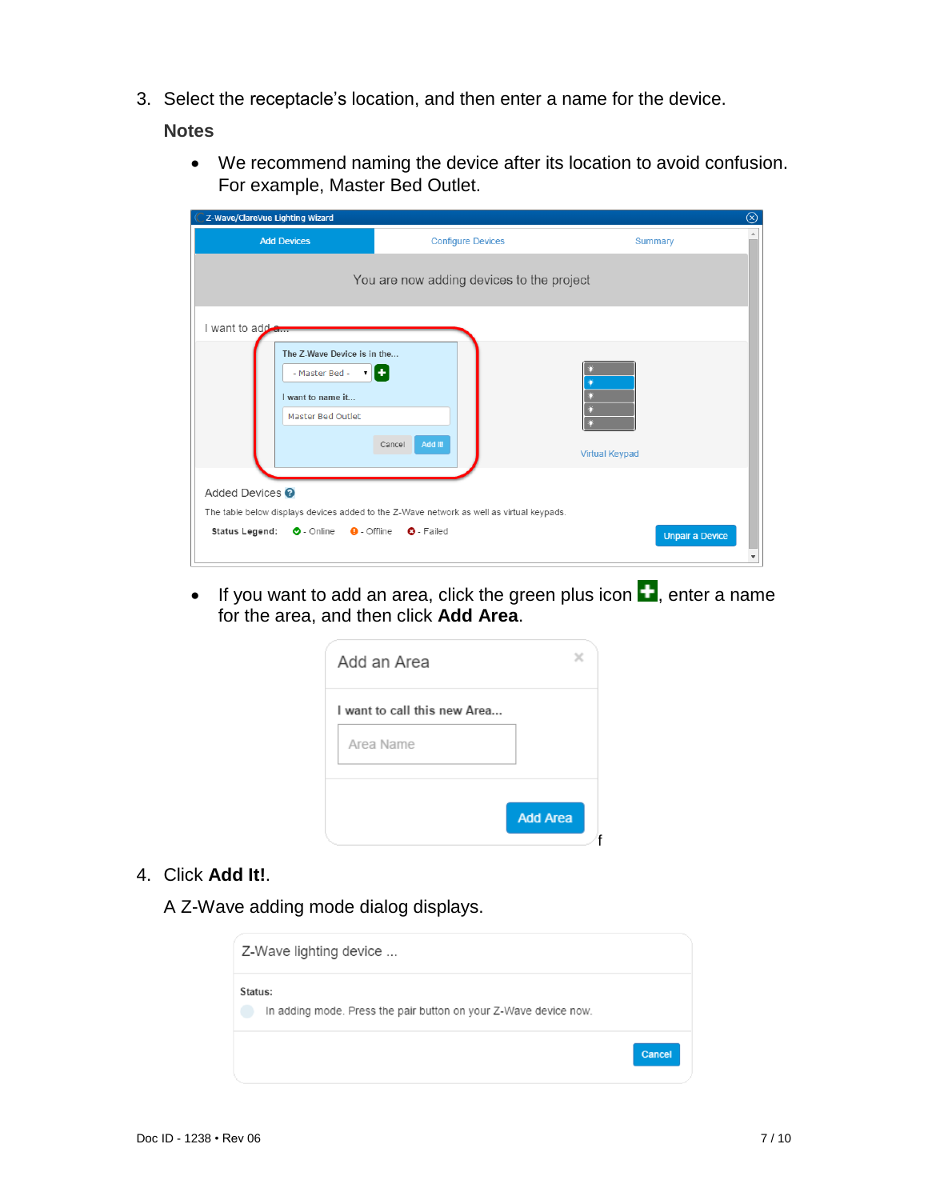3. Select the receptacle's location, and then enter a name for the device.

   **Notes**

   - We recommend naming the device after its location to avoid confusion. For example, Master Bed Outlet.

   - If you want to add an area, click the green plus icon, enter a name for the area, and then click **Add Area**.

4. Click **Add It!**.

   A Z-Wave adding mode dialog displays.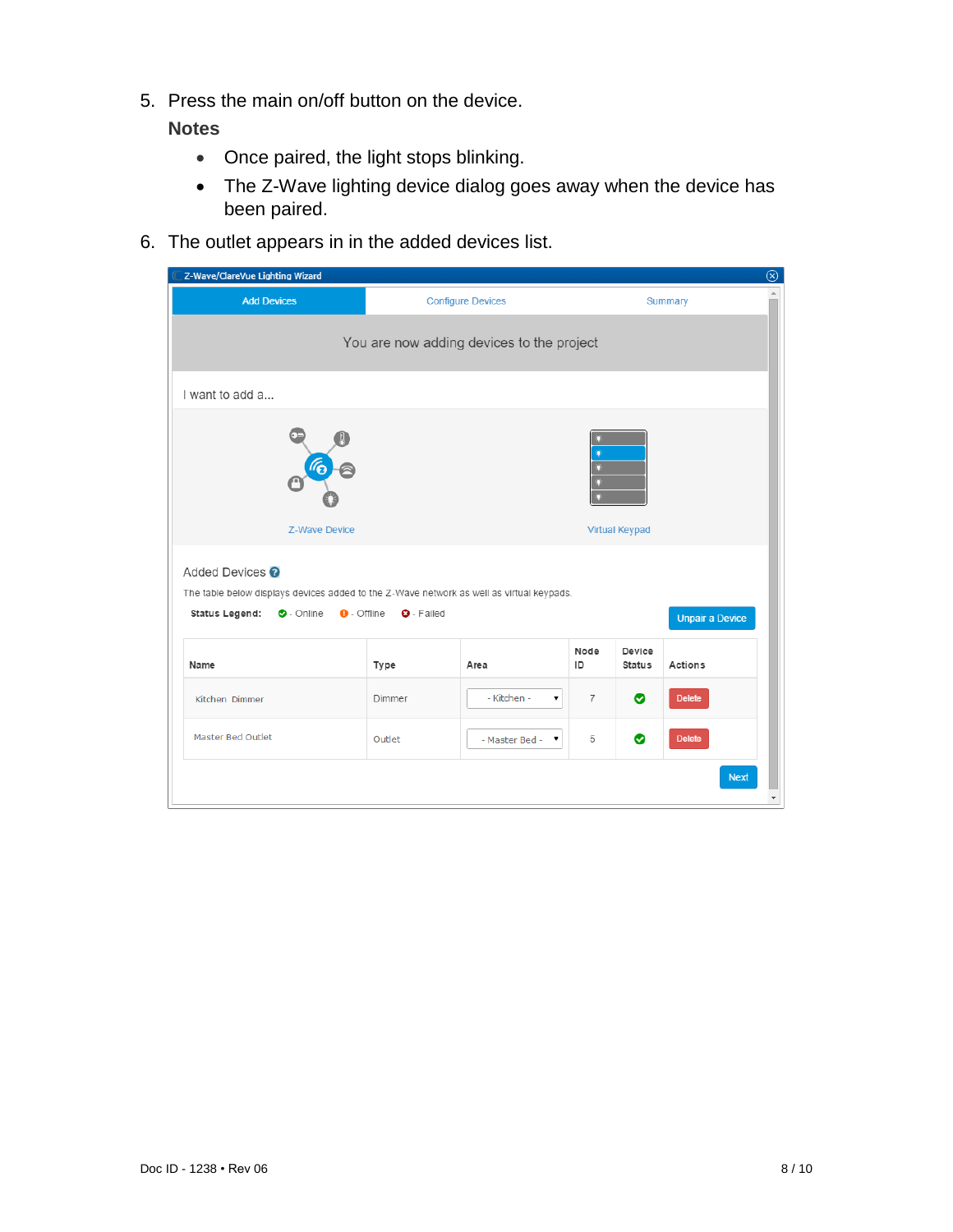5. Press the main on/off button on the device.

   **Notes**

   - Once paired, the light stops blinking.
   - The Z-Wave lighting device dialog goes away when the device has been paired.

6. The outlet appears in in the added devices list.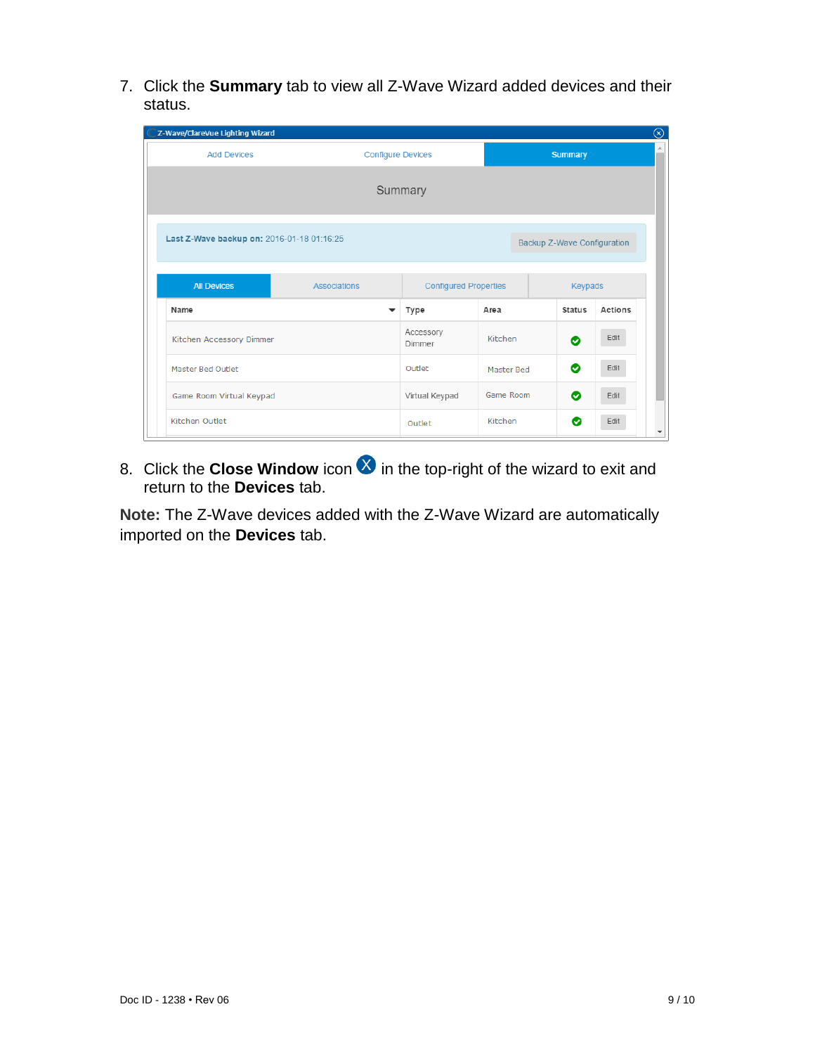7. Click the **Summary** tab to view all Z-Wave Wizard added devices and their status.

8. Click the **Close Window** icon in the top-right of the wizard to exit and return to the **Devices** tab.

**Note:** The Z-Wave devices added with the Z-Wave Wizard are automatically imported on the **Devices** tab.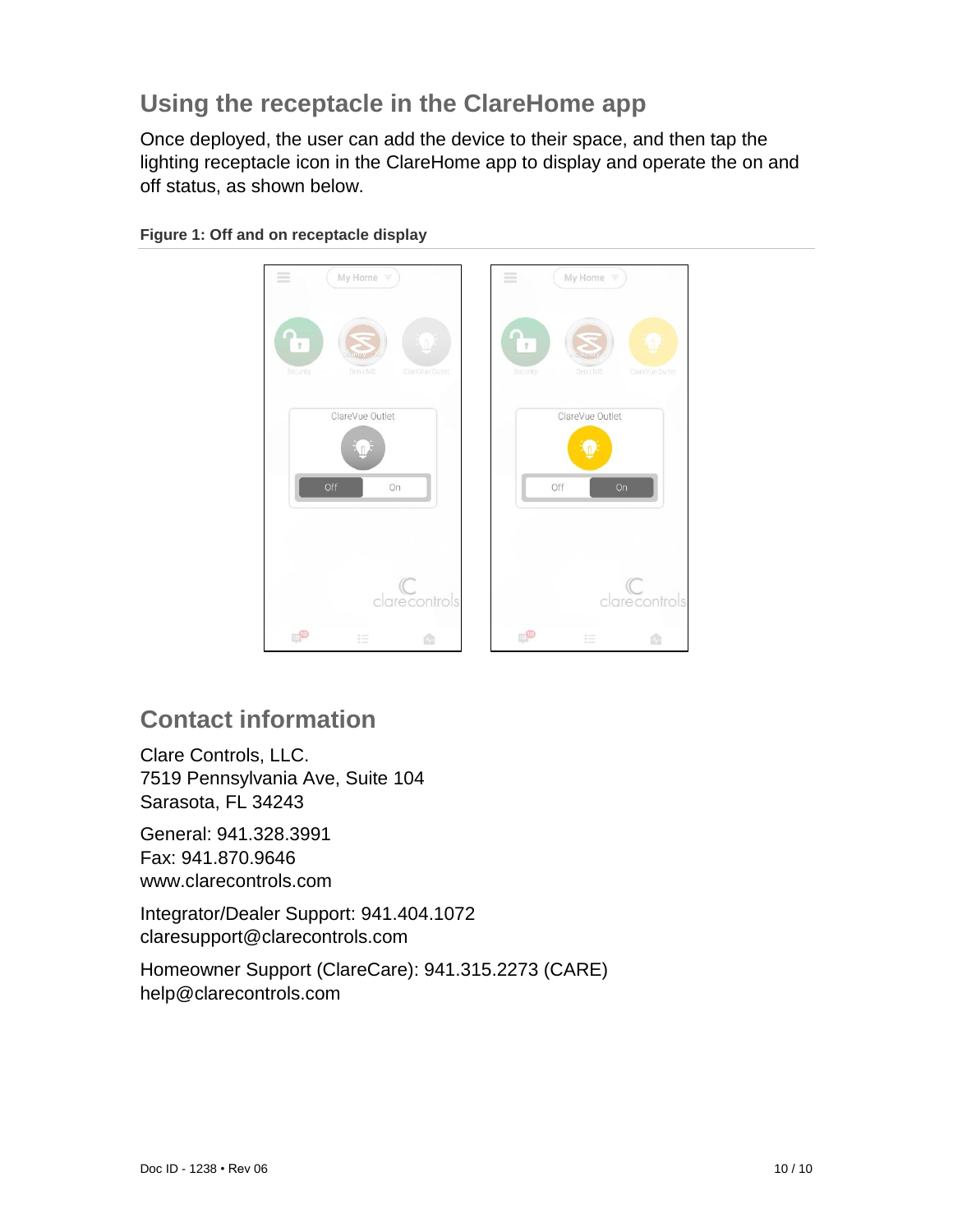## Using the receptacle in the ClareHome app

Once deployed, the user can add the device to their space, and then tap the lighting receptacle icon in the ClareHome app to display and operate the on and off status, as shown below.

**Figure 1: Off and on receptacle display**

## Contact information

Clare Controls, LLC.
7519 Pennsylvania Ave, Suite 104
Sarasota, FL 34243

General: 941.328.3991
Fax: 941.870.9646
www.clarecontrols.com

Integrator/Dealer Support: 941.404.1072
claresupport@clarecontrols.com

Homeowner Support (ClareCare): 941.315.2273 (CARE)
help@clarecontrols.com

Doc ID - 1238 • Rev 06